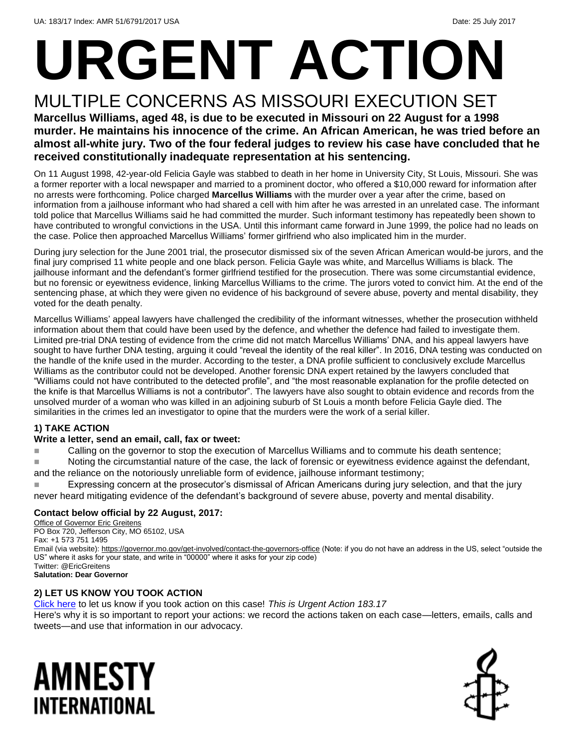UA: 183/17 Index: AMR 51/6791/2017 USA Date: 25 July 2017

# URGENT ACTION

## MULTIPLE CONCERNS AS MISSOURI EXECUTION SET

**Marcellus Williams, aged 48, is due to be executed in Missouri on 22 August for a 1998 murder. He maintains his innocence of the crime. An African American, he was tried before an almost all-white jury. Two of the four federal judges to review his case have concluded that he received constitutionally inadequate representation at his sentencing.**

On 11 August 1998, 42-year-old Felicia Gayle was stabbed to death in her home in University City, St Louis, Missouri. She was a former reporter with a local newspaper and married to a prominent doctor, who offered a $10,000 reward for information after no arrests were forthcoming. Police charged **Marcellus Williams** with the murder over a year after the crime, based on information from a jailhouse informant who had shared a cell with him after he was arrested in an unrelated case. The informant told police that Marcellus Williams said he had committed the murder. Such informant testimony has repeatedly been shown to have contributed to wrongful convictions in the USA. Until this informant came forward in June 1999, the police had no leads on the case. Police then approached Marcellus Williams' former girlfriend who also implicated him in the murder.

During jury selection for the June 2001 trial, the prosecutor dismissed six of the seven African American would-be jurors, and the final jury comprised 11 white people and one black person. Felicia Gayle was white, and Marcellus Williams is black. The jailhouse informant and the defendant's former girlfriend testified for the prosecution. There was some circumstantial evidence, but no forensic or eyewitness evidence, linking Marcellus Williams to the crime. The jurors voted to convict him. At the end of the sentencing phase, at which they were given no evidence of his background of severe abuse, poverty and mental disability, they voted for the death penalty.

Marcellus Williams' appeal lawyers have challenged the credibility of the informant witnesses, whether the prosecution withheld information about them that could have been used by the defence, and whether the defence had failed to investigate them. Limited pre-trial DNA testing of evidence from the crime did not match Marcellus Williams' DNA, and his appeal lawyers have sought to have further DNA testing, arguing it could "reveal the identity of the real killer". In 2016, DNA testing was conducted on the handle of the knife used in the murder. According to the tester, a DNA profile sufficient to conclusively exclude Marcellus Williams as the contributor could not be developed. Another forensic DNA expert retained by the lawyers concluded that "Williams could not have contributed to the detected profile", and "the most reasonable explanation for the profile detected on the knife is that Marcellus Williams is not a contributor". The lawyers have also sought to obtain evidence and records from the unsolved murder of a woman who was killed in an adjoining suburb of St Louis a month before Felicia Gayle died. The similarities in the crimes led an investigator to opine that the murders were the work of a serial killer.

### 1) TAKE ACTION

**Write a letter, send an email, call, fax or tweet:**

- Calling on the governor to stop the execution of Marcellus Williams and to commute his death sentence;
- Noting the circumstantial nature of the case, the lack of forensic or eyewitness evidence against the defendant, and the reliance on the notoriously unreliable form of evidence, jailhouse informant testimony;
- Expressing concern at the prosecutor's dismissal of African Americans during jury selection, and that the jury never heard mitigating evidence of the defendant's background of severe abuse, poverty and mental disability.

**Contact below official by 22 August, 2017:**

Office of Governor Eric Greitens
PO Box 720, Jefferson City, MO 65102, USA
Fax: +1 573 751 1495
Email (via website): https://governor.mo.gov/get-involved/contact-the-governors-office (Note: if you do not have an address in the US, select "outside the US" where it asks for your state, and write in "00000" where it asks for your zip code)
Twitter: @EricGreitens
**Salutation: Dear Governor**

### 2) LET US KNOW YOU TOOK ACTION

Click here to let us know if you took action on this case! *This is Urgent Action 183.17*
Here's why it is so important to report your actions: we record the actions taken on each case—letters, emails, calls and tweets—and use that information in our advocacy.

**AMNESTY INTERNATIONAL**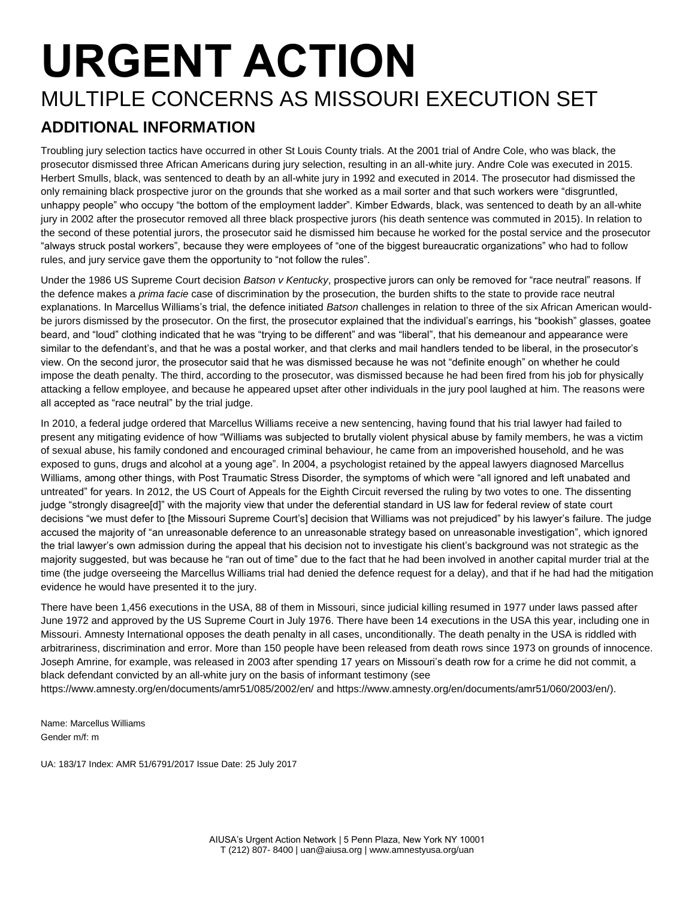# URGENT ACTION

## MULTIPLE CONCERNS AS MISSOURI EXECUTION SET

### ADDITIONAL INFORMATION

Troubling jury selection tactics have occurred in other St Louis County trials. At the 2001 trial of Andre Cole, who was black, the prosecutor dismissed three African Americans during jury selection, resulting in an all-white jury. Andre Cole was executed in 2015. Herbert Smulls, black, was sentenced to death by an all-white jury in 1992 and executed in 2014. The prosecutor had dismissed the only remaining black prospective juror on the grounds that she worked as a mail sorter and that such workers were "disgruntled, unhappy people" who occupy "the bottom of the employment ladder". Kimber Edwards, black, was sentenced to death by an all-white jury in 2002 after the prosecutor removed all three black prospective jurors (his death sentence was commuted in 2015). In relation to the second of these potential jurors, the prosecutor said he dismissed him because he worked for the postal service and the prosecutor "always struck postal workers", because they were employees of "one of the biggest bureaucratic organizations" who had to follow rules, and jury service gave them the opportunity to "not follow the rules".

Under the 1986 US Supreme Court decision *Batson v Kentucky*, prospective jurors can only be removed for "race neutral" reasons. If the defence makes a *prima facie* case of discrimination by the prosecution, the burden shifts to the state to provide race neutral explanations. In Marcellus Williams's trial, the defence initiated *Batson* challenges in relation to three of the six African American would-be jurors dismissed by the prosecutor. On the first, the prosecutor explained that the individual's earrings, his "bookish" glasses, goatee beard, and "loud" clothing indicated that he was "trying to be different" and was "liberal", that his demeanour and appearance were similar to the defendant's, and that he was a postal worker, and that clerks and mail handlers tended to be liberal, in the prosecutor's view. On the second juror, the prosecutor said that he was dismissed because he was not "definite enough" on whether he could impose the death penalty. The third, according to the prosecutor, was dismissed because he had been fired from his job for physically attacking a fellow employee, and because he appeared upset after other individuals in the jury pool laughed at him. The reasons were all accepted as "race neutral" by the trial judge.

In 2010, a federal judge ordered that Marcellus Williams receive a new sentencing, having found that his trial lawyer had failed to present any mitigating evidence of how "Williams was subjected to brutally violent physical abuse by family members, he was a victim of sexual abuse, his family condoned and encouraged criminal behaviour, he came from an impoverished household, and he was exposed to guns, drugs and alcohol at a young age". In 2004, a psychologist retained by the appeal lawyers diagnosed Marcellus Williams, among other things, with Post Traumatic Stress Disorder, the symptoms of which were "all ignored and left unabated and untreated" for years. In 2012, the US Court of Appeals for the Eighth Circuit reversed the ruling by two votes to one. The dissenting judge "strongly disagree[d]" with the majority view that under the deferential standard in US law for federal review of state court decisions "we must defer to [the Missouri Supreme Court's] decision that Williams was not prejudiced" by his lawyer's failure. The judge accused the majority of "an unreasonable deference to an unreasonable strategy based on unreasonable investigation", which ignored the trial lawyer's own admission during the appeal that his decision not to investigate his client's background was not strategic as the majority suggested, but was because he "ran out of time" due to the fact that he had been involved in another capital murder trial at the time (the judge overseeing the Marcellus Williams trial had denied the defence request for a delay), and that if he had had the mitigation evidence he would have presented it to the jury.

There have been 1,456 executions in the USA, 88 of them in Missouri, since judicial killing resumed in 1977 under laws passed after June 1972 and approved by the US Supreme Court in July 1976. There have been 14 executions in the USA this year, including one in Missouri. Amnesty International opposes the death penalty in all cases, unconditionally. The death penalty in the USA is riddled with arbitrariness, discrimination and error. More than 150 people have been released from death rows since 1973 on grounds of innocence. Joseph Amrine, for example, was released in 2003 after spending 17 years on Missouri's death row for a crime he did not commit, a black defendant convicted by an all-white jury on the basis of informant testimony (see https://www.amnesty.org/en/documents/amr51/085/2002/en/ and https://www.amnesty.org/en/documents/amr51/060/2003/en/).

Name: Marcellus Williams
Gender m/f: m

UA: 183/17 Index: AMR 51/6791/2017 Issue Date: 25 July 2017

AIUSA's Urgent Action Network | 5 Penn Plaza, New York NY 10001
T (212) 807- 8400 | uan@aiusa.org | www.amnestyusa.org/uan